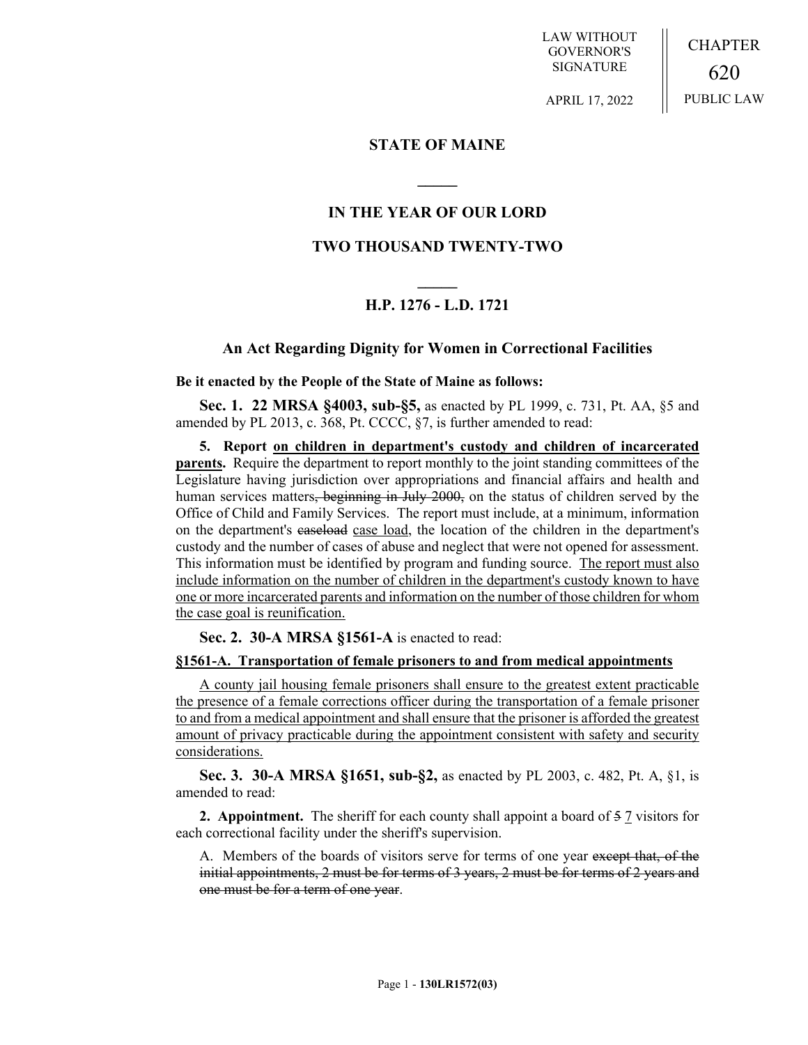LAW WITHOUT GOVERNOR'S SIGNATURE

APRIL 17, 2022

CHAPTER 620

PUBLIC LAW

## STATE OF MAINE

## IN THE YEAR OF OUR LORD

## TWO THOUSAND TWENTY-TWO

## H.P. 1276 - L.D. 1721

### An Act Regarding Dignity for Women in Correctional Facilities

**Be it enacted by the People of the State of Maine as follows:**

**Sec. 1. 22 MRSA §4003, sub-§5,** as enacted by PL 1999, c. 731, Pt. AA, §5 and amended by PL 2013, c. 368, Pt. CCCC, §7, is further amended to read:

**5. Report <u>on children in department's custody and children of incarcerated parents</u>.** Require the department to report monthly to the joint standing committees of the Legislature having jurisdiction over appropriations and financial affairs and health and human services matters~~, beginning in July 2000,~~ on the status of children served by the Office of Child and Family Services. The report must include, at a minimum, information on the department's ~~caseload~~ <u>case load</u>, the location of the children in the department's custody and the number of cases of abuse and neglect that were not opened for assessment. This information must be identified by program and funding source. <u>The report must also include information on the number of children in the department's custody known to have one or more incarcerated parents and information on the number of those children for whom the case goal is reunification.</u>

**Sec. 2. 30-A MRSA §1561-A** is enacted to read:

**<u>§1561-A. Transportation of female prisoners to and from medical appointments</u>**

<u>A county jail housing female prisoners shall ensure to the greatest extent practicable the presence of a female corrections officer during the transportation of a female prisoner to and from a medical appointment and shall ensure that the prisoner is afforded the greatest amount of privacy practicable during the appointment consistent with safety and security considerations.</u>

**Sec. 3. 30-A MRSA §1651, sub-§2,** as enacted by PL 2003, c. 482, Pt. A, §1, is amended to read:

**2. Appointment.** The sheriff for each county shall appoint a board of ~~5~~ <u>7</u> visitors for each correctional facility under the sheriff's supervision.

A. Members of the boards of visitors serve for terms of one year ~~except that, of the initial appointments, 2 must be for terms of 3 years, 2 must be for terms of 2 years and one must be for a term of one year~~.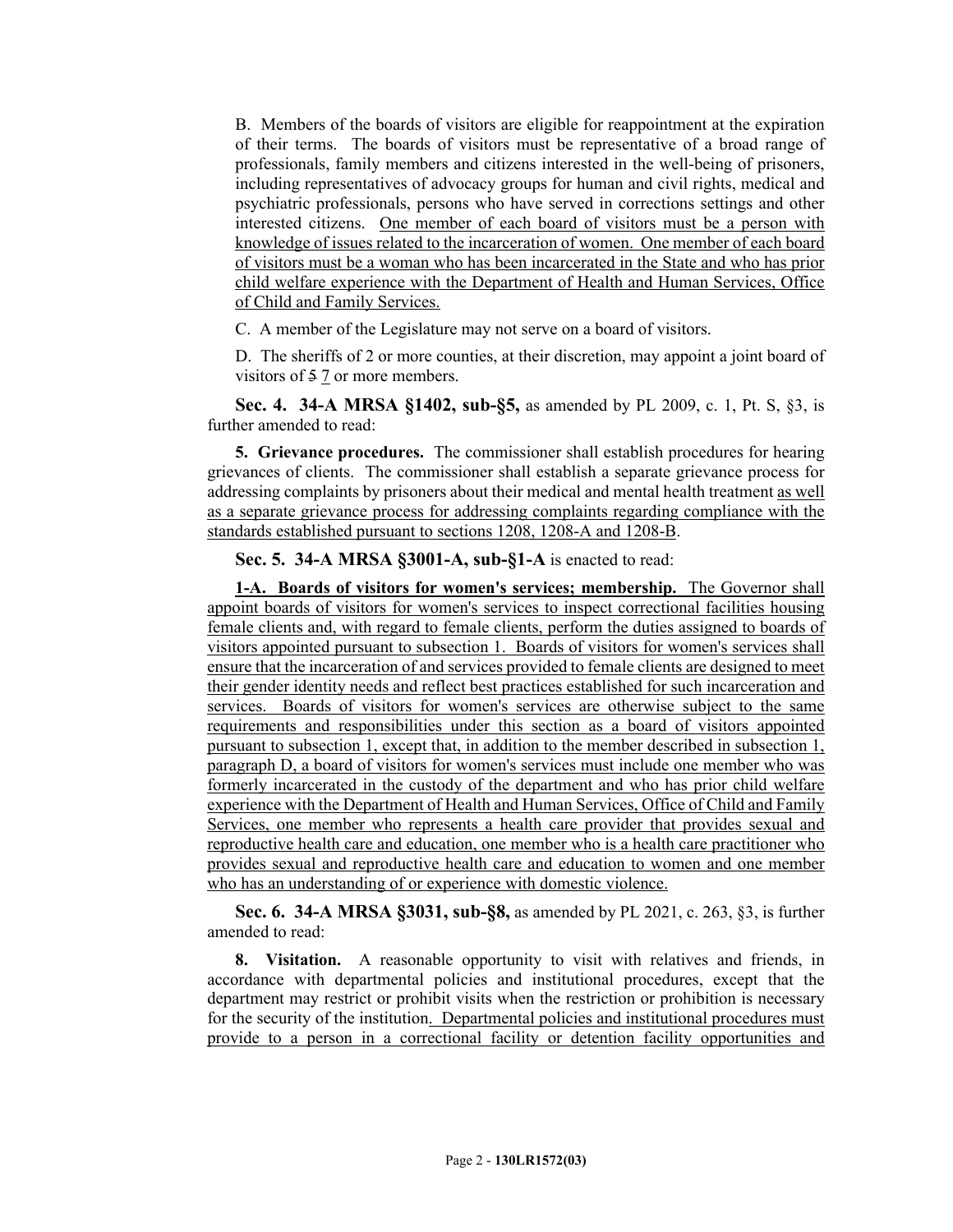B. Members of the boards of visitors are eligible for reappointment at the expiration of their terms. The boards of visitors must be representative of a broad range of professionals, family members and citizens interested in the well-being of prisoners, including representatives of advocacy groups for human and civil rights, medical and psychiatric professionals, persons who have served in corrections settings and other interested citizens. One member of each board of visitors must be a person with knowledge of issues related to the incarceration of women. One member of each board of visitors must be a woman who has been incarcerated in the State and who has prior child welfare experience with the Department of Health and Human Services, Office of Child and Family Services.

C. A member of the Legislature may not serve on a board of visitors.

D. The sheriffs of 2 or more counties, at their discretion, may appoint a joint board of visitors of ~~5~~ 7 or more members.

**Sec. 4. 34-A MRSA §1402, sub-§5,** as amended by PL 2009, c. 1, Pt. S, §3, is further amended to read:

**5. Grievance procedures.** The commissioner shall establish procedures for hearing grievances of clients. The commissioner shall establish a separate grievance process for addressing complaints by prisoners about their medical and mental health treatment as well as a separate grievance process for addressing complaints regarding compliance with the standards established pursuant to sections 1208, 1208-A and 1208-B.

**Sec. 5. 34-A MRSA §3001-A, sub-§1-A** is enacted to read:

**1-A. Boards of visitors for women's services; membership.** The Governor shall appoint boards of visitors for women's services to inspect correctional facilities housing female clients and, with regard to female clients, perform the duties assigned to boards of visitors appointed pursuant to subsection 1. Boards of visitors for women's services shall ensure that the incarceration of and services provided to female clients are designed to meet their gender identity needs and reflect best practices established for such incarceration and services. Boards of visitors for women's services are otherwise subject to the same requirements and responsibilities under this section as a board of visitors appointed pursuant to subsection 1, except that, in addition to the member described in subsection 1, paragraph D, a board of visitors for women's services must include one member who was formerly incarcerated in the custody of the department and who has prior child welfare experience with the Department of Health and Human Services, Office of Child and Family Services, one member who represents a health care provider that provides sexual and reproductive health care and education, one member who is a health care practitioner who provides sexual and reproductive health care and education to women and one member who has an understanding of or experience with domestic violence.

**Sec. 6. 34-A MRSA §3031, sub-§8,** as amended by PL 2021, c. 263, §3, is further amended to read:

**8. Visitation.** A reasonable opportunity to visit with relatives and friends, in accordance with departmental policies and institutional procedures, except that the department may restrict or prohibit visits when the restriction or prohibition is necessary for the security of the institution. Departmental policies and institutional procedures must provide to a person in a correctional facility or detention facility opportunities and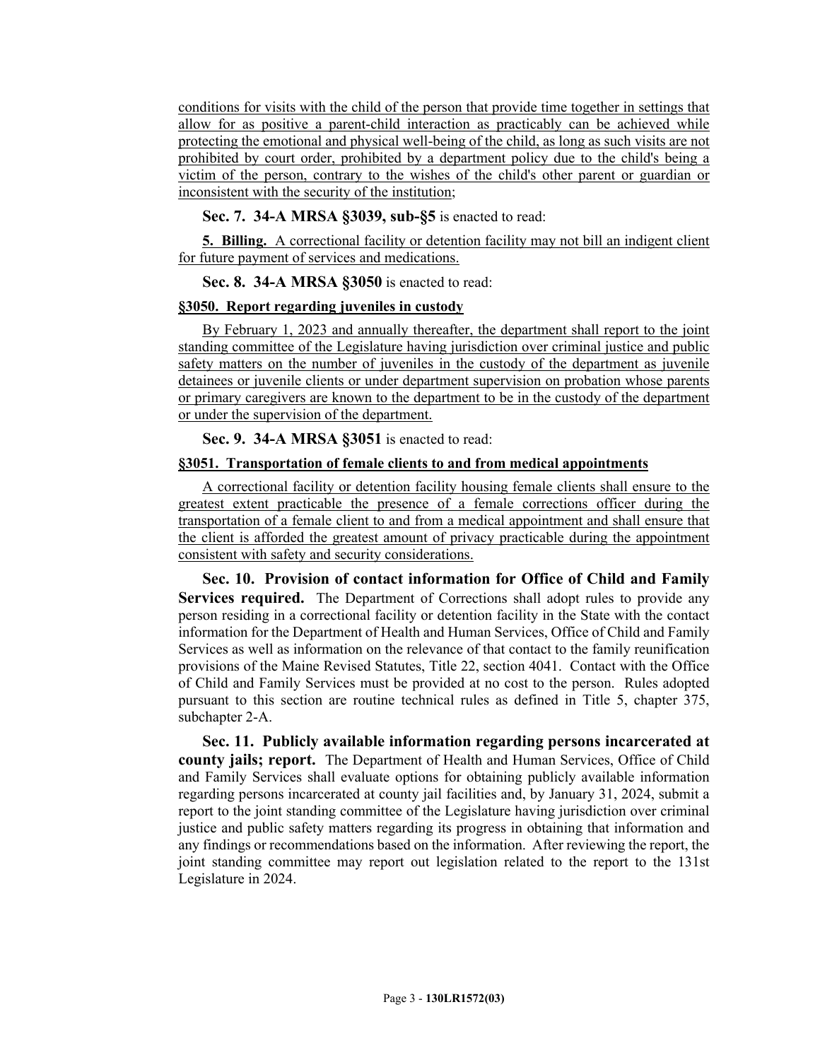conditions for visits with the child of the person that provide time together in settings that allow for as positive a parent-child interaction as practicably can be achieved while protecting the emotional and physical well-being of the child, as long as such visits are not prohibited by court order, prohibited by a department policy due to the child's being a victim of the person, contrary to the wishes of the child's other parent or guardian or inconsistent with the security of the institution;

**Sec. 7. 34-A MRSA §3039, sub-§5** is enacted to read:

**5. Billing.** A correctional facility or detention facility may not bill an indigent client for future payment of services and medications.

**Sec. 8. 34-A MRSA §3050** is enacted to read:

**§3050. Report regarding juveniles in custody**

By February 1, 2023 and annually thereafter, the department shall report to the joint standing committee of the Legislature having jurisdiction over criminal justice and public safety matters on the number of juveniles in the custody of the department as juvenile detainees or juvenile clients or under department supervision on probation whose parents or primary caregivers are known to the department to be in the custody of the department or under the supervision of the department.

**Sec. 9. 34-A MRSA §3051** is enacted to read:

**§3051. Transportation of female clients to and from medical appointments**

A correctional facility or detention facility housing female clients shall ensure to the greatest extent practicable the presence of a female corrections officer during the transportation of a female client to and from a medical appointment and shall ensure that the client is afforded the greatest amount of privacy practicable during the appointment consistent with safety and security considerations.

**Sec. 10. Provision of contact information for Office of Child and Family Services required.** The Department of Corrections shall adopt rules to provide any person residing in a correctional facility or detention facility in the State with the contact information for the Department of Health and Human Services, Office of Child and Family Services as well as information on the relevance of that contact to the family reunification provisions of the Maine Revised Statutes, Title 22, section 4041. Contact with the Office of Child and Family Services must be provided at no cost to the person. Rules adopted pursuant to this section are routine technical rules as defined in Title 5, chapter 375, subchapter 2-A.

**Sec. 11. Publicly available information regarding persons incarcerated at county jails; report.** The Department of Health and Human Services, Office of Child and Family Services shall evaluate options for obtaining publicly available information regarding persons incarcerated at county jail facilities and, by January 31, 2024, submit a report to the joint standing committee of the Legislature having jurisdiction over criminal justice and public safety matters regarding its progress in obtaining that information and any findings or recommendations based on the information. After reviewing the report, the joint standing committee may report out legislation related to the report to the 131st Legislature in 2024.